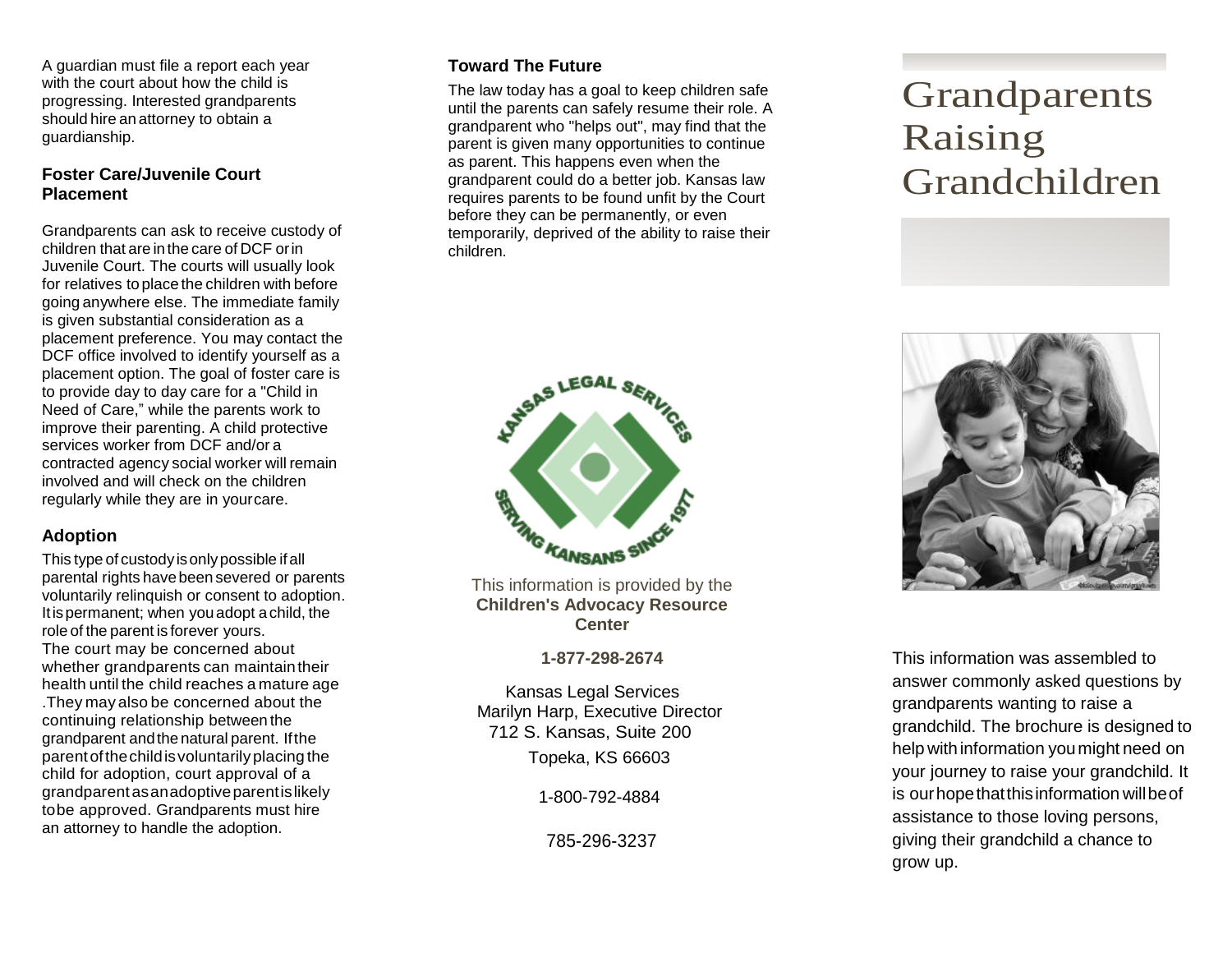A guardian must file a report each year with the court about how the child is progressing. Interested grandparents should hire an attorney to obtain a guardianship.

### Foster Care/Juvenile Court Placement

Grandparents can ask to receive custody of children that are in the care of DCF or in Juvenile Court. The courts will usually look for relatives to place the children with before going anywhere else. The immediate family is given substantial consideration as a placement preference. You may contact the DCF office involved to identify yourself as a placement option. The goal of foster care is to provide day to day care for a "Child in Need of Care," while the parents work to improve their parenting. A child protective services worker from DCF and/or a contracted agency social worker will remain involved and will check on the children regularly while they are in your care.

### Adoption

This type of custody is only possible if all parental rights have been severed or parents voluntarily relinquish or consent to adoption. It is permanent; when you adopt a child, the role of the parent is forever yours.
The court may be concerned about whether grandparents can maintain their health until the child reaches a mature age .They may also be concerned about the continuing relationship between the grandparent and the natural parent. If the parent of the child is voluntarily placing the child for adoption, court approval of a grandparent as an adoptive parent is likely to be approved. Grandparents must hire an attorney to handle the adoption.

### Toward The Future

The law today has a goal to keep children safe until the parents can safely resume their role. A grandparent who "helps out", may find that the parent is given many opportunities to continue as parent. This happens even when the grandparent could do a better job. Kansas law requires parents to be found unfit by the Court before they can be permanently, or even temporarily, deprived of the ability to raise their children.

KANSAS LEGAL SERVICES
SERVING KANSANS SINCE 1977

This information is provided by the **Children's Advocacy Resource Center**

**1-877-298-2674**

Kansas Legal Services
Marilyn Harp, Executive Director
712 S. Kansas, Suite 200
Topeka, KS 66603

1-800-792-4884

785-296-3237

# Grandparents Raising Grandchildren

This information was assembled to answer commonly asked questions by grandparents wanting to raise a grandchild. The brochure is designed to help with information you might need on your journey to raise your grandchild. It is our hope that this information will be of assistance to those loving persons, giving their grandchild a chance to grow up.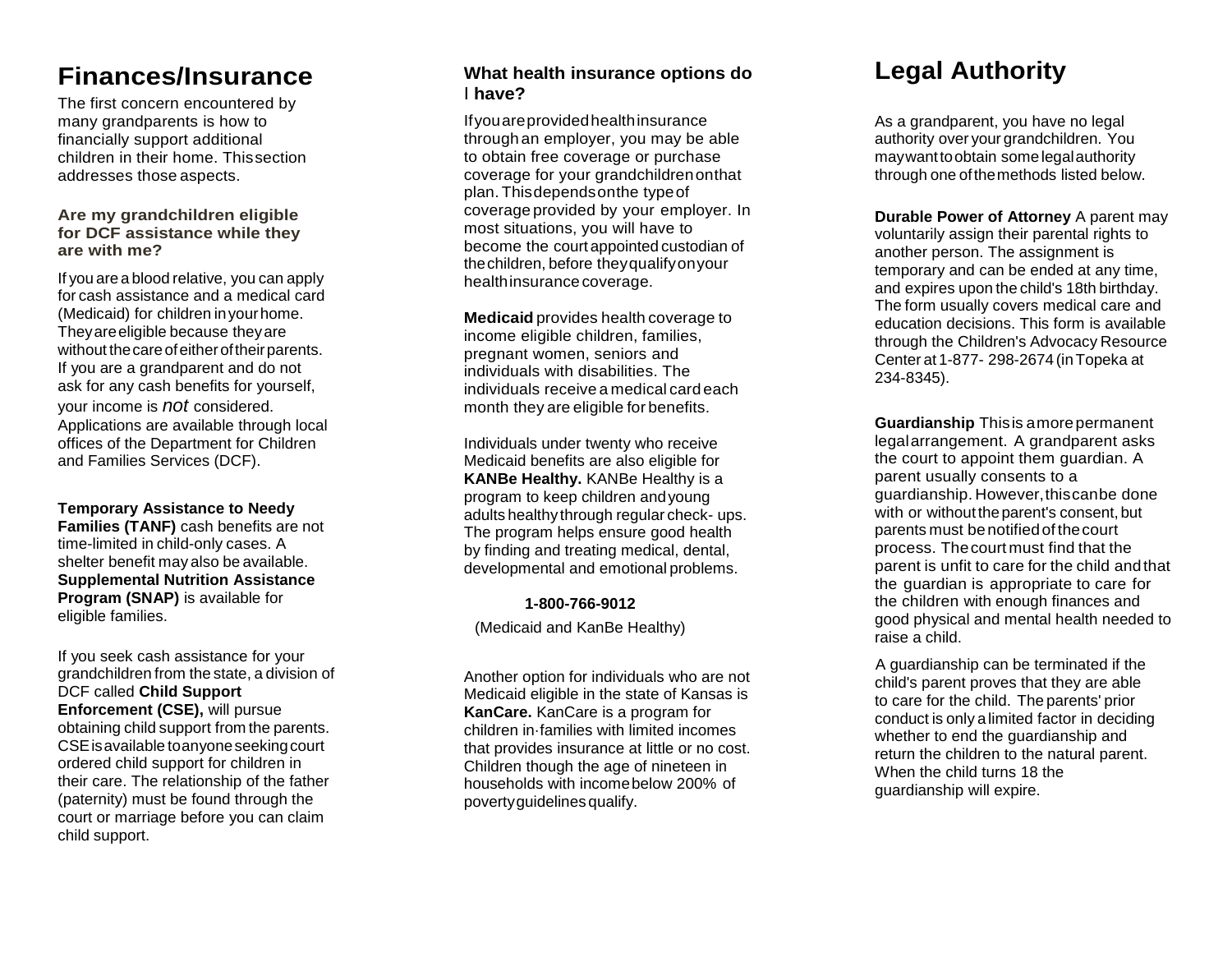# Finances/Insurance

The first concern encountered by many grandparents is how to financially support additional children in their home. This section addresses those aspects.

### Are my grandchildren eligible for DCF assistance while they are with me?

If you are a blood relative, you can apply for cash assistance and a medical card (Medicaid) for children in your home. They are eligible because they are without the care of either of their parents. If you are a grandparent and do not ask for any cash benefits for yourself, your income is *not* considered. Applications are available through local offices of the Department for Children and Families Services (DCF).

**Temporary Assistance to Needy Families (TANF)** cash benefits are not time-limited in child-only cases. A shelter benefit may also be available. **Supplemental Nutrition Assistance Program (SNAP)** is available for eligible families.

If you seek cash assistance for your grandchildren from the state, a division of DCF called **Child Support Enforcement (CSE),** will pursue obtaining child support from the parents. CSE is available to anyone seeking court ordered child support for children in their care. The relationship of the father (paternity) must be found through the court or marriage before you can claim child support.

### What health insurance options do I have?

If you are provided health insurance through an employer, you may be able to obtain free coverage or purchase coverage for your grandchildren on that plan. This depends on the type of coverage provided by your employer. In most situations, you will have to become the court appointed custodian of the children, before they qualify on your health insurance coverage.

**Medicaid** provides health coverage to income eligible children, families, pregnant women, seniors and individuals with disabilities. The individuals receive a medical card each month they are eligible for benefits.

Individuals under twenty who receive Medicaid benefits are also eligible for **KANBe Healthy.** KANBe Healthy is a program to keep children and young adults healthy through regular check- ups. The program helps ensure good health by finding and treating medical, dental, developmental and emotional problems.

**1-800-766-9012**

(Medicaid and KanBe Healthy)

Another option for individuals who are not Medicaid eligible in the state of Kansas is **KanCare.** KanCare is a program for children in·families with limited incomes that provides insurance at little or no cost. Children though the age of nineteen in households with income below 200% of poverty guidelines qualify.

# Legal Authority

As a grandparent, you have no legal authority over your grandchildren. You may want to obtain some legal authority through one of the methods listed below.

**Durable Power of Attorney** A parent may voluntarily assign their parental rights to another person. The assignment is temporary and can be ended at any time, and expires upon the child's 18th birthday. The form usually covers medical care and education decisions. This form is available through the Children's Advocacy Resource Center at 1-877- 298-2674 (in Topeka at 234-8345).

**Guardianship** This is a more permanent legal arrangement. A grandparent asks the court to appoint them guardian. A parent usually consents to a guardianship. However, this can be done with or without the parent's consent, but parents must be notified of the court process. The court must find that the parent is unfit to care for the child and that the guardian is appropriate to care for the children with enough finances and good physical and mental health needed to raise a child.

A guardianship can be terminated if the child's parent proves that they are able to care for the child. The parents' prior conduct is only a limited factor in deciding whether to end the guardianship and return the children to the natural parent. When the child turns 18 the guardianship will expire.